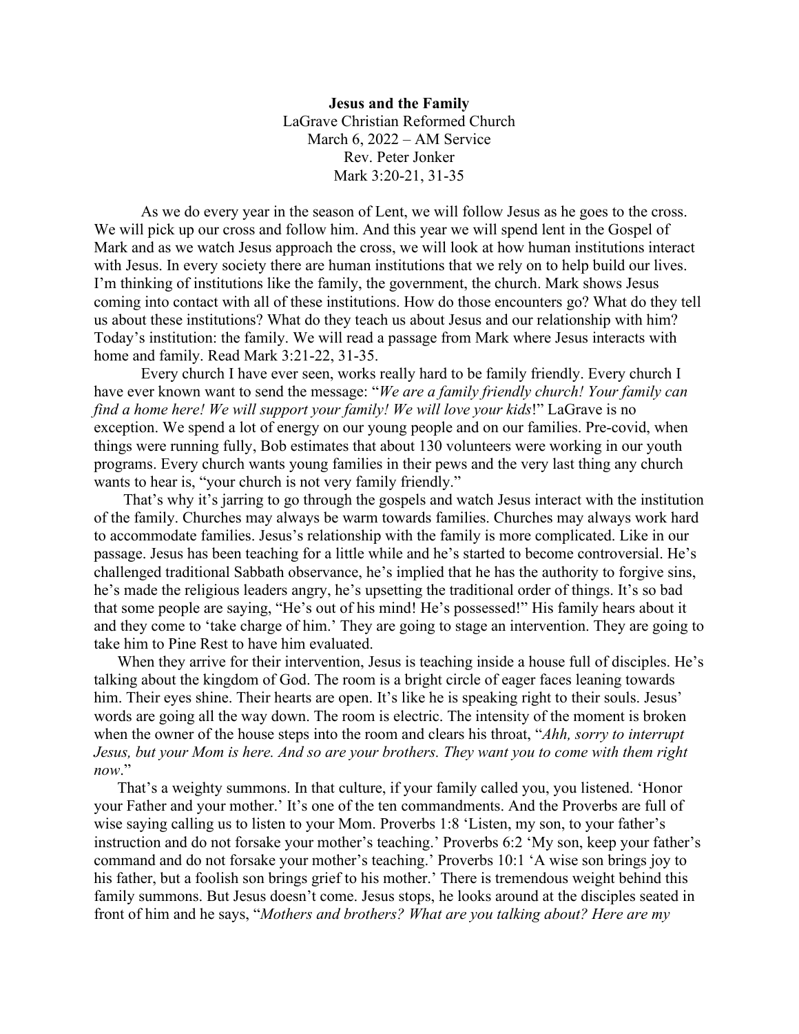**Jesus and the Family**
LaGrave Christian Reformed Church
March 6, 2022 – AM Service
Rev. Peter Jonker
Mark 3:20-21, 31-35

As we do every year in the season of Lent, we will follow Jesus as he goes to the cross. We will pick up our cross and follow him. And this year we will spend lent in the Gospel of Mark and as we watch Jesus approach the cross, we will look at how human institutions interact with Jesus. In every society there are human institutions that we rely on to help build our lives. I'm thinking of institutions like the family, the government, the church. Mark shows Jesus coming into contact with all of these institutions. How do those encounters go? What do they tell us about these institutions? What do they teach us about Jesus and our relationship with him? Today's institution: the family. We will read a passage from Mark where Jesus interacts with home and family. Read Mark 3:21-22, 31-35.

Every church I have ever seen, works really hard to be family friendly. Every church I have ever known want to send the message: "*We are a family friendly church! Your family can find a home here! We will support your family! We will love your kids*!" LaGrave is no exception. We spend a lot of energy on our young people and on our families. Pre-covid, when things were running fully, Bob estimates that about 130 volunteers were working in our youth programs. Every church wants young families in their pews and the very last thing any church wants to hear is, "your church is not very family friendly."

That's why it's jarring to go through the gospels and watch Jesus interact with the institution of the family. Churches may always be warm towards families. Churches may always work hard to accommodate families. Jesus's relationship with the family is more complicated. Like in our passage. Jesus has been teaching for a little while and he's started to become controversial. He's challenged traditional Sabbath observance, he's implied that he has the authority to forgive sins, he's made the religious leaders angry, he's upsetting the traditional order of things. It's so bad that some people are saying, "He's out of his mind! He's possessed!" His family hears about it and they come to 'take charge of him.' They are going to stage an intervention. They are going to take him to Pine Rest to have him evaluated.

When they arrive for their intervention, Jesus is teaching inside a house full of disciples. He's talking about the kingdom of God. The room is a bright circle of eager faces leaning towards him. Their eyes shine. Their hearts are open. It's like he is speaking right to their souls. Jesus' words are going all the way down. The room is electric. The intensity of the moment is broken when the owner of the house steps into the room and clears his throat, "*Ahh, sorry to interrupt Jesus, but your Mom is here. And so are your brothers. They want you to come with them right now*."

That's a weighty summons. In that culture, if your family called you, you listened. 'Honor your Father and your mother.' It's one of the ten commandments. And the Proverbs are full of wise saying calling us to listen to your Mom. Proverbs 1:8 'Listen, my son, to your father's instruction and do not forsake your mother's teaching.' Proverbs 6:2 'My son, keep your father's command and do not forsake your mother's teaching.' Proverbs 10:1 'A wise son brings joy to his father, but a foolish son brings grief to his mother.' There is tremendous weight behind this family summons. But Jesus doesn't come. Jesus stops, he looks around at the disciples seated in front of him and he says, "*Mothers and brothers? What are you talking about? Here are my*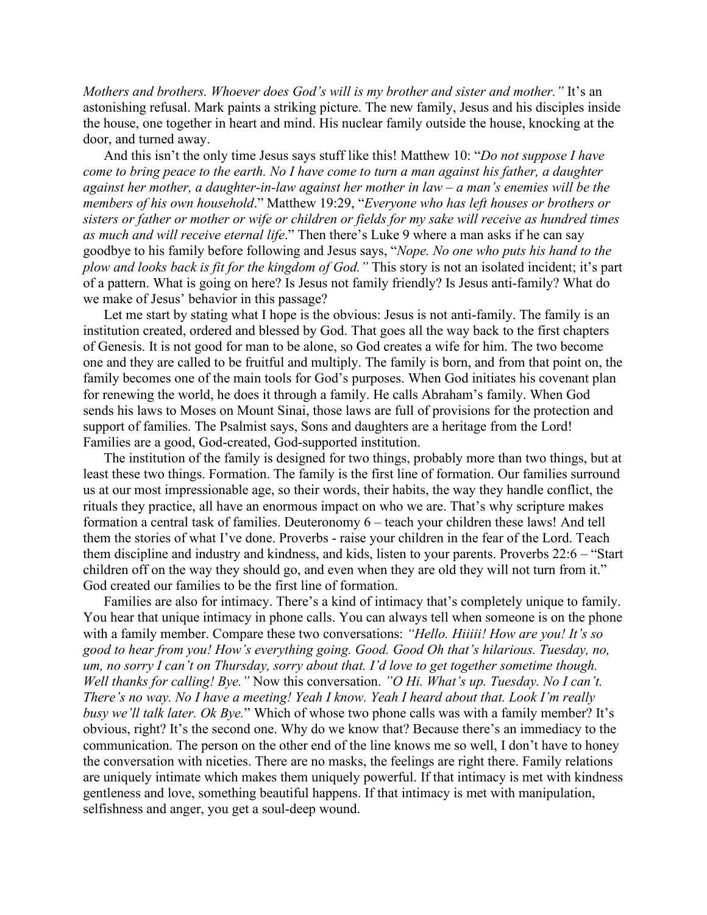*Mothers and brothers. Whoever does God's will is my brother and sister and mother."* It's an astonishing refusal. Mark paints a striking picture. The new family, Jesus and his disciples inside the house, one together in heart and mind. His nuclear family outside the house, knocking at the door, and turned away.

And this isn't the only time Jesus says stuff like this! Matthew 10: "*Do not suppose I have come to bring peace to the earth. No I have come to turn a man against his father, a daughter against her mother, a daughter-in-law against her mother in law – a man's enemies will be the members of his own household*." Matthew 19:29, "*Everyone who has left houses or brothers or sisters or father or mother or wife or children or fields for my sake will receive as hundred times as much and will receive eternal life*." Then there's Luke 9 where a man asks if he can say goodbye to his family before following and Jesus says, "*Nope. No one who puts his hand to the plow and looks back is fit for the kingdom of God."* This story is not an isolated incident; it's part of a pattern. What is going on here? Is Jesus not family friendly? Is Jesus anti-family? What do we make of Jesus' behavior in this passage?

Let me start by stating what I hope is the obvious: Jesus is not anti-family. The family is an institution created, ordered and blessed by God. That goes all the way back to the first chapters of Genesis. It is not good for man to be alone, so God creates a wife for him. The two become one and they are called to be fruitful and multiply. The family is born, and from that point on, the family becomes one of the main tools for God's purposes. When God initiates his covenant plan for renewing the world, he does it through a family. He calls Abraham's family. When God sends his laws to Moses on Mount Sinai, those laws are full of provisions for the protection and support of families. The Psalmist says, Sons and daughters are a heritage from the Lord! Families are a good, God-created, God-supported institution.

The institution of the family is designed for two things, probably more than two things, but at least these two things. Formation. The family is the first line of formation. Our families surround us at our most impressionable age, so their words, their habits, the way they handle conflict, the rituals they practice, all have an enormous impact on who we are. That's why scripture makes formation a central task of families. Deuteronomy 6 – teach your children these laws! And tell them the stories of what I've done. Proverbs - raise your children in the fear of the Lord. Teach them discipline and industry and kindness, and kids, listen to your parents. Proverbs 22:6 – "Start children off on the way they should go, and even when they are old they will not turn from it." God created our families to be the first line of formation.

Families are also for intimacy. There's a kind of intimacy that's completely unique to family. You hear that unique intimacy in phone calls. You can always tell when someone is on the phone with a family member. Compare these two conversations: *"Hello. Hiiiii! How are you! It's so good to hear from you! How's everything going. Good. Good Oh that's hilarious. Tuesday, no, um, no sorry I can't on Thursday, sorry about that. I'd love to get together sometime though. Well thanks for calling! Bye."* Now this conversation. *"O Hi. What's up. Tuesday. No I can't. There's no way. No I have a meeting! Yeah I know. Yeah I heard about that. Look I'm really busy we'll talk later. Ok Bye.*" Which of whose two phone calls was with a family member? It's obvious, right? It's the second one. Why do we know that? Because there's an immediacy to the communication. The person on the other end of the line knows me so well, I don't have to honey the conversation with niceties. There are no masks, the feelings are right there. Family relations are uniquely intimate which makes them uniquely powerful. If that intimacy is met with kindness gentleness and love, something beautiful happens. If that intimacy is met with manipulation, selfishness and anger, you get a soul-deep wound.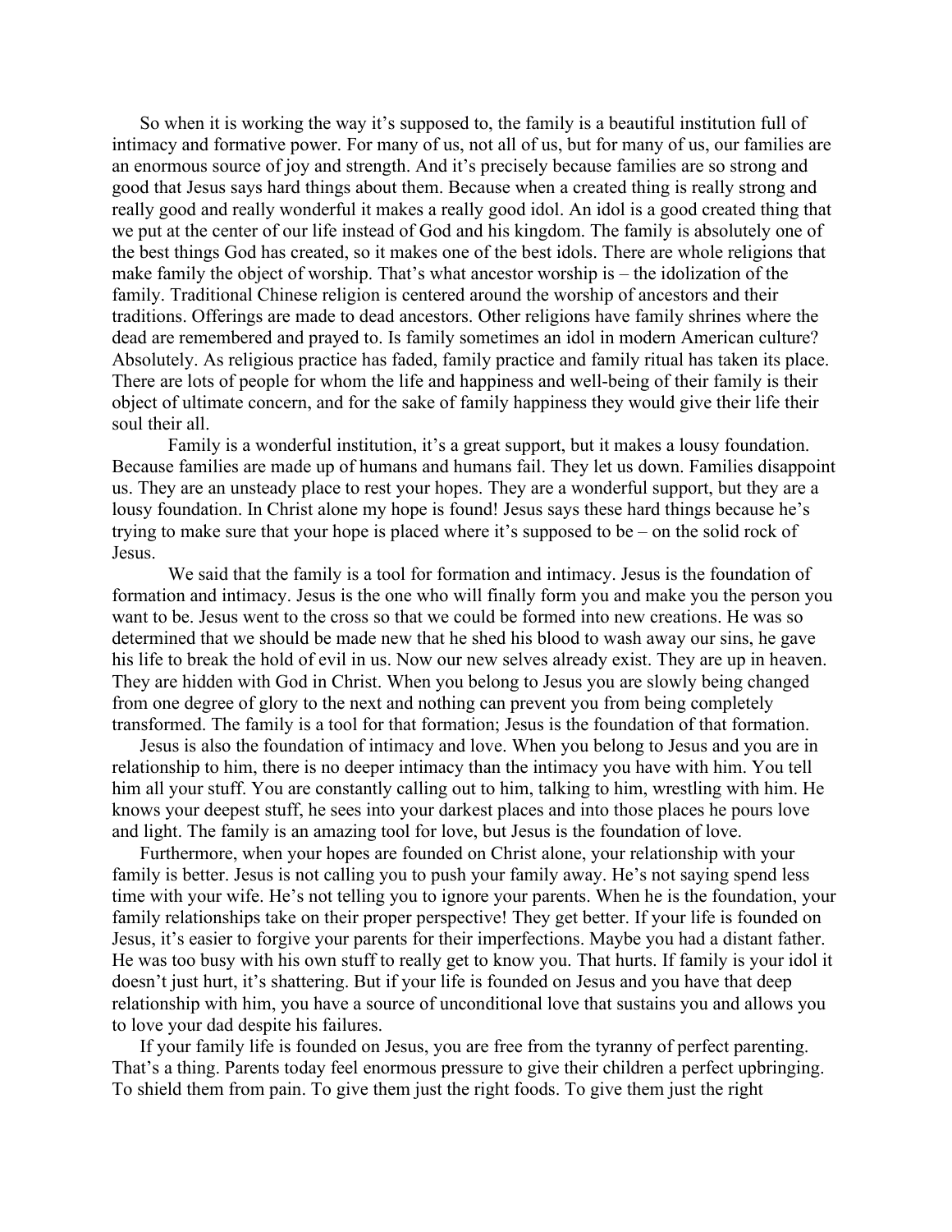So when it is working the way it's supposed to, the family is a beautiful institution full of intimacy and formative power. For many of us, not all of us, but for many of us, our families are an enormous source of joy and strength. And it's precisely because families are so strong and good that Jesus says hard things about them. Because when a created thing is really strong and really good and really wonderful it makes a really good idol. An idol is a good created thing that we put at the center of our life instead of God and his kingdom. The family is absolutely one of the best things God has created, so it makes one of the best idols. There are whole religions that make family the object of worship. That's what ancestor worship is – the idolization of the family. Traditional Chinese religion is centered around the worship of ancestors and their traditions. Offerings are made to dead ancestors. Other religions have family shrines where the dead are remembered and prayed to. Is family sometimes an idol in modern American culture? Absolutely. As religious practice has faded, family practice and family ritual has taken its place. There are lots of people for whom the life and happiness and well-being of their family is their object of ultimate concern, and for the sake of family happiness they would give their life their soul their all.

Family is a wonderful institution, it's a great support, but it makes a lousy foundation. Because families are made up of humans and humans fail. They let us down. Families disappoint us. They are an unsteady place to rest your hopes. They are a wonderful support, but they are a lousy foundation. In Christ alone my hope is found! Jesus says these hard things because he's trying to make sure that your hope is placed where it's supposed to be – on the solid rock of Jesus.

We said that the family is a tool for formation and intimacy. Jesus is the foundation of formation and intimacy. Jesus is the one who will finally form you and make you the person you want to be. Jesus went to the cross so that we could be formed into new creations. He was so determined that we should be made new that he shed his blood to wash away our sins, he gave his life to break the hold of evil in us. Now our new selves already exist. They are up in heaven. They are hidden with God in Christ. When you belong to Jesus you are slowly being changed from one degree of glory to the next and nothing can prevent you from being completely transformed. The family is a tool for that formation; Jesus is the foundation of that formation.

Jesus is also the foundation of intimacy and love. When you belong to Jesus and you are in relationship to him, there is no deeper intimacy than the intimacy you have with him. You tell him all your stuff. You are constantly calling out to him, talking to him, wrestling with him. He knows your deepest stuff, he sees into your darkest places and into those places he pours love and light. The family is an amazing tool for love, but Jesus is the foundation of love.

Furthermore, when your hopes are founded on Christ alone, your relationship with your family is better. Jesus is not calling you to push your family away. He's not saying spend less time with your wife. He's not telling you to ignore your parents. When he is the foundation, your family relationships take on their proper perspective! They get better. If your life is founded on Jesus, it's easier to forgive your parents for their imperfections. Maybe you had a distant father. He was too busy with his own stuff to really get to know you. That hurts. If family is your idol it doesn't just hurt, it's shattering. But if your life is founded on Jesus and you have that deep relationship with him, you have a source of unconditional love that sustains you and allows you to love your dad despite his failures.

If your family life is founded on Jesus, you are free from the tyranny of perfect parenting. That's a thing. Parents today feel enormous pressure to give their children a perfect upbringing. To shield them from pain. To give them just the right foods. To give them just the right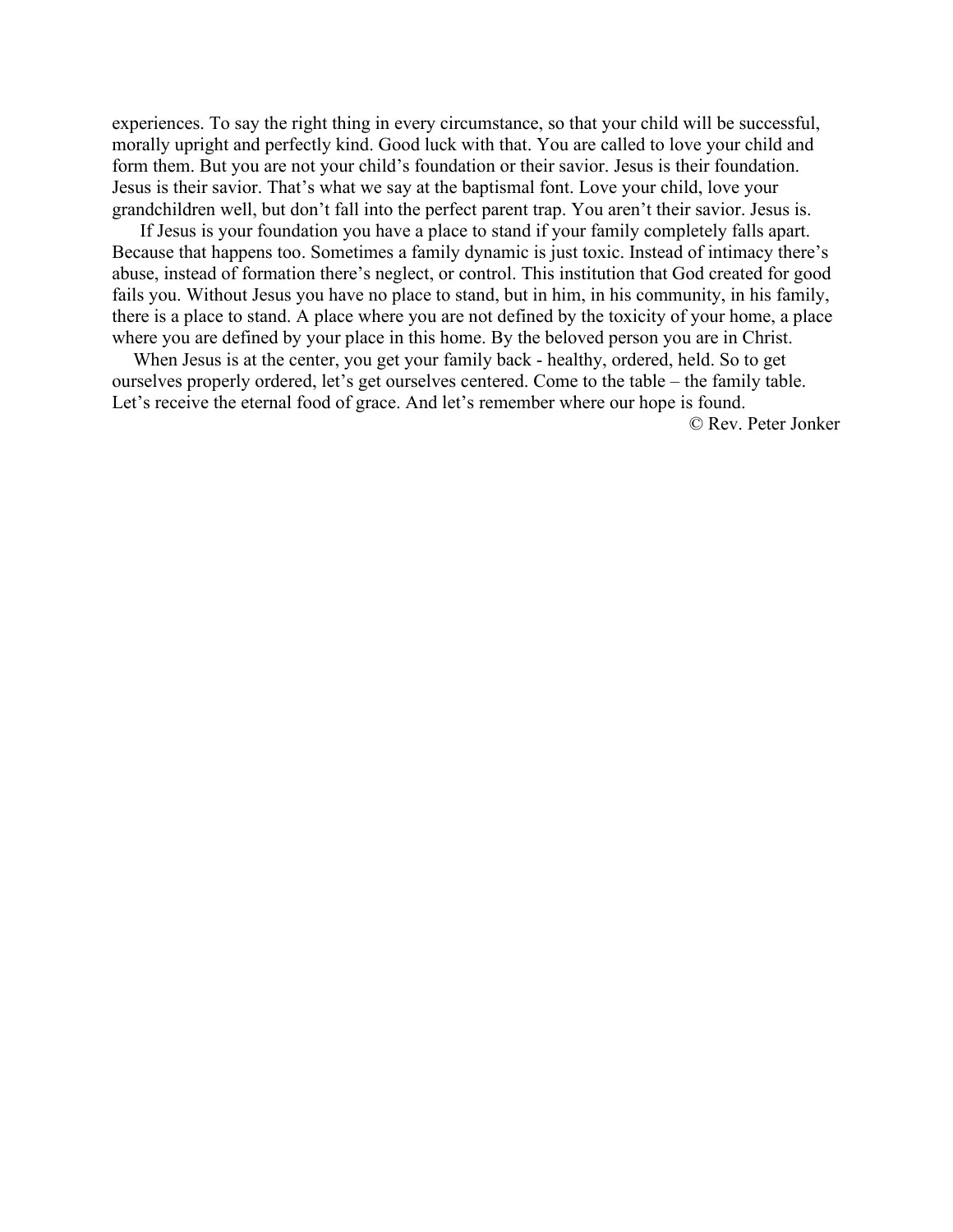experiences. To say the right thing in every circumstance, so that your child will be successful, morally upright and perfectly kind. Good luck with that. You are called to love your child and form them. But you are not your child's foundation or their savior. Jesus is their foundation. Jesus is their savior. That's what we say at the baptismal font. Love your child, love your grandchildren well, but don't fall into the perfect parent trap. You aren't their savior. Jesus is.

If Jesus is your foundation you have a place to stand if your family completely falls apart. Because that happens too. Sometimes a family dynamic is just toxic. Instead of intimacy there's abuse, instead of formation there's neglect, or control. This institution that God created for good fails you. Without Jesus you have no place to stand, but in him, in his community, in his family, there is a place to stand. A place where you are not defined by the toxicity of your home, a place where you are defined by your place in this home. By the beloved person you are in Christ.

When Jesus is at the center, you get your family back - healthy, ordered, held. So to get ourselves properly ordered, let's get ourselves centered. Come to the table – the family table. Let's receive the eternal food of grace. And let's remember where our hope is found.

© Rev. Peter Jonker